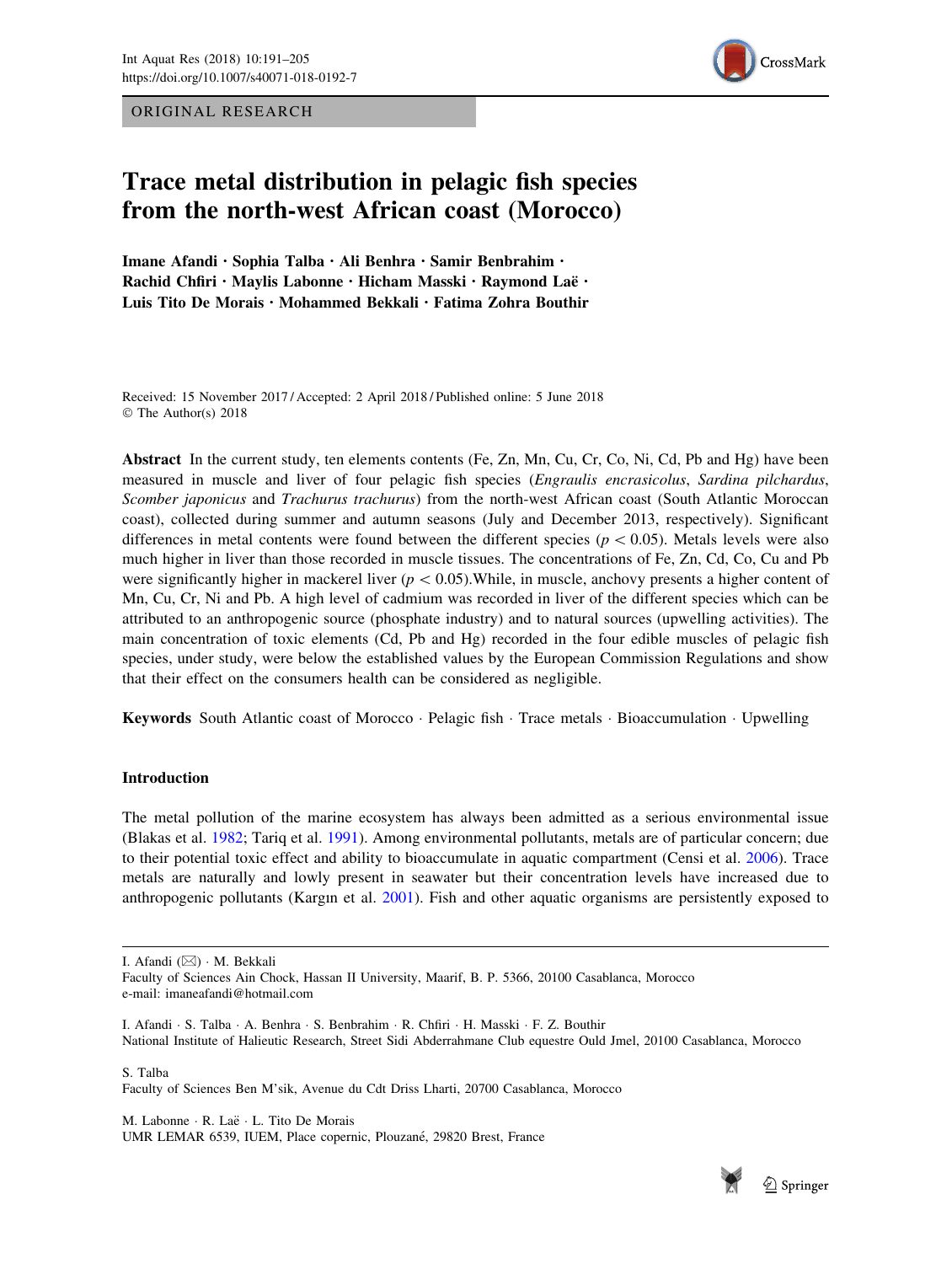ORIGINAL RESEARCH

# Trace metal distribution in pelagic fish species from the north-west African coast (Morocco)

**Imane Afandi · Sophia Talba · Ali Benhra · Samir Benbrahim · Rachid Chfiri · Maylis Labonne · Hicham Masski · Raymond Laë · Luis Tito De Morais · Mohammed Bekkali · Fatima Zohra Bouthir**

Received: 15 November 2017 / Accepted: 2 April 2018 / Published online: 5 June 2018
© The Author(s) 2018

**Abstract** In the current study, ten elements contents (Fe, Zn, Mn, Cu, Cr, Co, Ni, Cd, Pb and Hg) have been measured in muscle and liver of four pelagic fish species (*Engraulis encrasicolus*, *Sardina pilchardus*, *Scomber japonicus* and *Trachurus trachurus*) from the north-west African coast (South Atlantic Moroccan coast), collected during summer and autumn seasons (July and December 2013, respectively). Significant differences in metal contents were found between the different species ($p < 0.05$). Metals levels were also much higher in liver than those recorded in muscle tissues. The concentrations of Fe, Zn, Cd, Co, Cu and Pb were significantly higher in mackerel liver ($p < 0.05$).While, in muscle, anchovy presents a higher content of Mn, Cu, Cr, Ni and Pb. A high level of cadmium was recorded in liver of the different species which can be attributed to an anthropogenic source (phosphate industry) and to natural sources (upwelling activities). The main concentration of toxic elements (Cd, Pb and Hg) recorded in the four edible muscles of pelagic fish species, under study, were below the established values by the European Commission Regulations and show that their effect on the consumers health can be considered as negligible.

**Keywords** South Atlantic coast of Morocco · Pelagic fish · Trace metals · Bioaccumulation · Upwelling

## Introduction

The metal pollution of the marine ecosystem has always been admitted as a serious environmental issue (Blakas et al. 1982; Tariq et al. 1991). Among environmental pollutants, metals are of particular concern; due to their potential toxic effect and ability to bioaccumulate in aquatic compartment (Censi et al. 2006). Trace metals are naturally and lowly present in seawater but their concentration levels have increased due to anthropogenic pollutants (Kargın et al. 2001). Fish and other aquatic organisms are persistently exposed to

---

I. Afandi (✉) · M. Bekkali
Faculty of Sciences Ain Chock, Hassan II University, Maarif, B. P. 5366, 20100 Casablanca, Morocco
e-mail: imaneafandi@hotmail.com

I. Afandi · S. Talba · A. Benhra · S. Benbrahim · R. Chfiri · H. Masski · F. Z. Bouthir
National Institute of Halieutic Research, Street Sidi Abderrahmane Club equestre Ould Jmel, 20100 Casablanca, Morocco

S. Talba
Faculty of Sciences Ben M'sik, Avenue du Cdt Driss Lharti, 20700 Casablanca, Morocco

M. Labonne · R. Laë · L. Tito De Morais
UMR LEMAR 6539, IUEM, Place copernic, Plouzané, 29820 Brest, France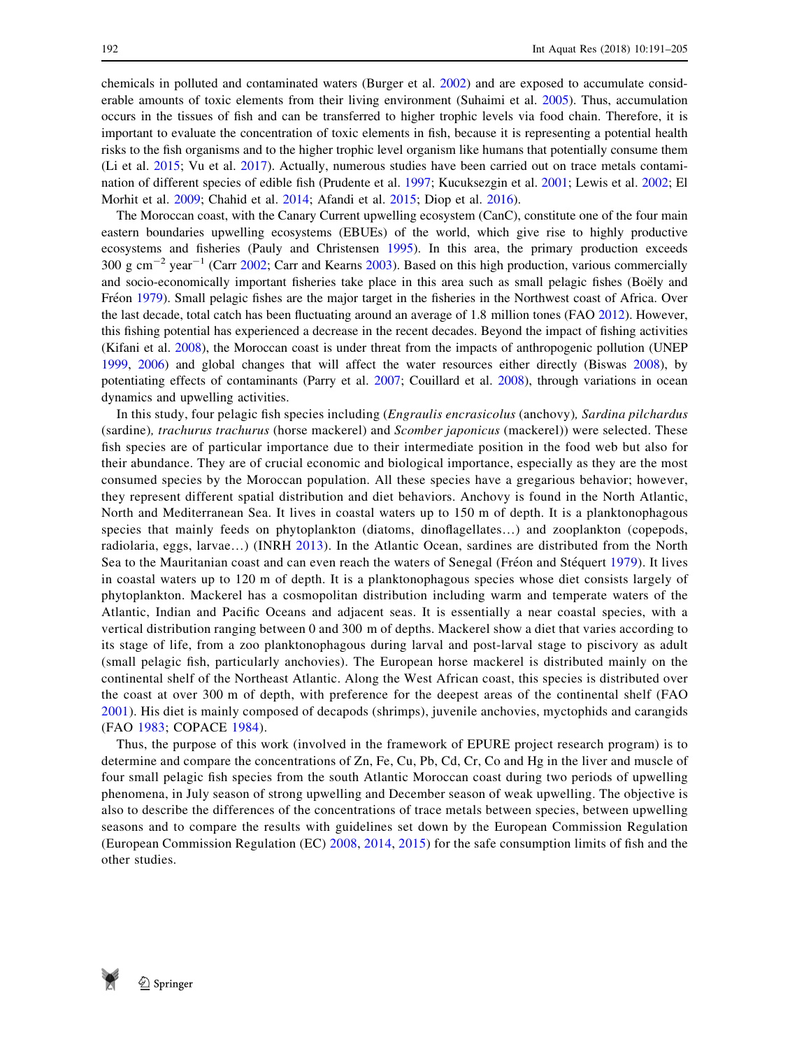chemicals in polluted and contaminated waters (Burger et al. 2002) and are exposed to accumulate considerable amounts of toxic elements from their living environment (Suhaimi et al. 2005). Thus, accumulation occurs in the tissues of fish and can be transferred to higher trophic levels via food chain. Therefore, it is important to evaluate the concentration of toxic elements in fish, because it is representing a potential health risks to the fish organisms and to the higher trophic level organism like humans that potentially consume them (Li et al. 2015; Vu et al. 2017). Actually, numerous studies have been carried out on trace metals contamination of different species of edible fish (Prudente et al. 1997; Kucuksezgin et al. 2001; Lewis et al. 2002; El Morhit et al. 2009; Chahid et al. 2014; Afandi et al. 2015; Diop et al. 2016).

The Moroccan coast, with the Canary Current upwelling ecosystem (CanC), constitute one of the four main eastern boundaries upwelling ecosystems (EBUEs) of the world, which give rise to highly productive ecosystems and fisheries (Pauly and Christensen 1995). In this area, the primary production exceeds 300 g $cm^{-2}$ $year^{-1}$ (Carr 2002; Carr and Kearns 2003). Based on this high production, various commercially and socio-economically important fisheries take place in this area such as small pelagic fishes (Boëly and Fréon 1979). Small pelagic fishes are the major target in the fisheries in the Northwest coast of Africa. Over the last decade, total catch has been fluctuating around an average of 1.8 million tones (FAO 2012). However, this fishing potential has experienced a decrease in the recent decades. Beyond the impact of fishing activities (Kifani et al. 2008), the Moroccan coast is under threat from the impacts of anthropogenic pollution (UNEP 1999, 2006) and global changes that will affect the water resources either directly (Biswas 2008), by potentiating effects of contaminants (Parry et al. 2007; Couillard et al. 2008), through variations in ocean dynamics and upwelling activities.

In this study, four pelagic fish species including (*Engraulis encrasicolus* (anchovy)*, Sardina pilchardus* (sardine)*, trachurus trachurus* (horse mackerel) and *Scomber japonicus* (mackerel)) were selected. These fish species are of particular importance due to their intermediate position in the food web but also for their abundance. They are of crucial economic and biological importance, especially as they are the most consumed species by the Moroccan population. All these species have a gregarious behavior; however, they represent different spatial distribution and diet behaviors. Anchovy is found in the North Atlantic, North and Mediterranean Sea. It lives in coastal waters up to 150 m of depth. It is a planktonophagous species that mainly feeds on phytoplankton (diatoms, dinoflagellates…) and zooplankton (copepods, radiolaria, eggs, larvae…) (INRH 2013). In the Atlantic Ocean, sardines are distributed from the North Sea to the Mauritanian coast and can even reach the waters of Senegal (Fréon and Stéquert 1979). It lives in coastal waters up to 120 m of depth. It is a planktonophagous species whose diet consists largely of phytoplankton. Mackerel has a cosmopolitan distribution including warm and temperate waters of the Atlantic, Indian and Pacific Oceans and adjacent seas. It is essentially a near coastal species, with a vertical distribution ranging between 0 and 300 m of depths. Mackerel show a diet that varies according to its stage of life, from a zoo planktonophagous during larval and post-larval stage to piscivory as adult (small pelagic fish, particularly anchovies). The European horse mackerel is distributed mainly on the continental shelf of the Northeast Atlantic. Along the West African coast, this species is distributed over the coast at over 300 m of depth, with preference for the deepest areas of the continental shelf (FAO 2001). His diet is mainly composed of decapods (shrimps), juvenile anchovies, myctophids and carangids (FAO 1983; COPACE 1984).

Thus, the purpose of this work (involved in the framework of EPURE project research program) is to determine and compare the concentrations of Zn, Fe, Cu, Pb, Cd, Cr, Co and Hg in the liver and muscle of four small pelagic fish species from the south Atlantic Moroccan coast during two periods of upwelling phenomena, in July season of strong upwelling and December season of weak upwelling. The objective is also to describe the differences of the concentrations of trace metals between species, between upwelling seasons and to compare the results with guidelines set down by the European Commission Regulation (European Commission Regulation (EC) 2008, 2014, 2015) for the safe consumption limits of fish and the other studies.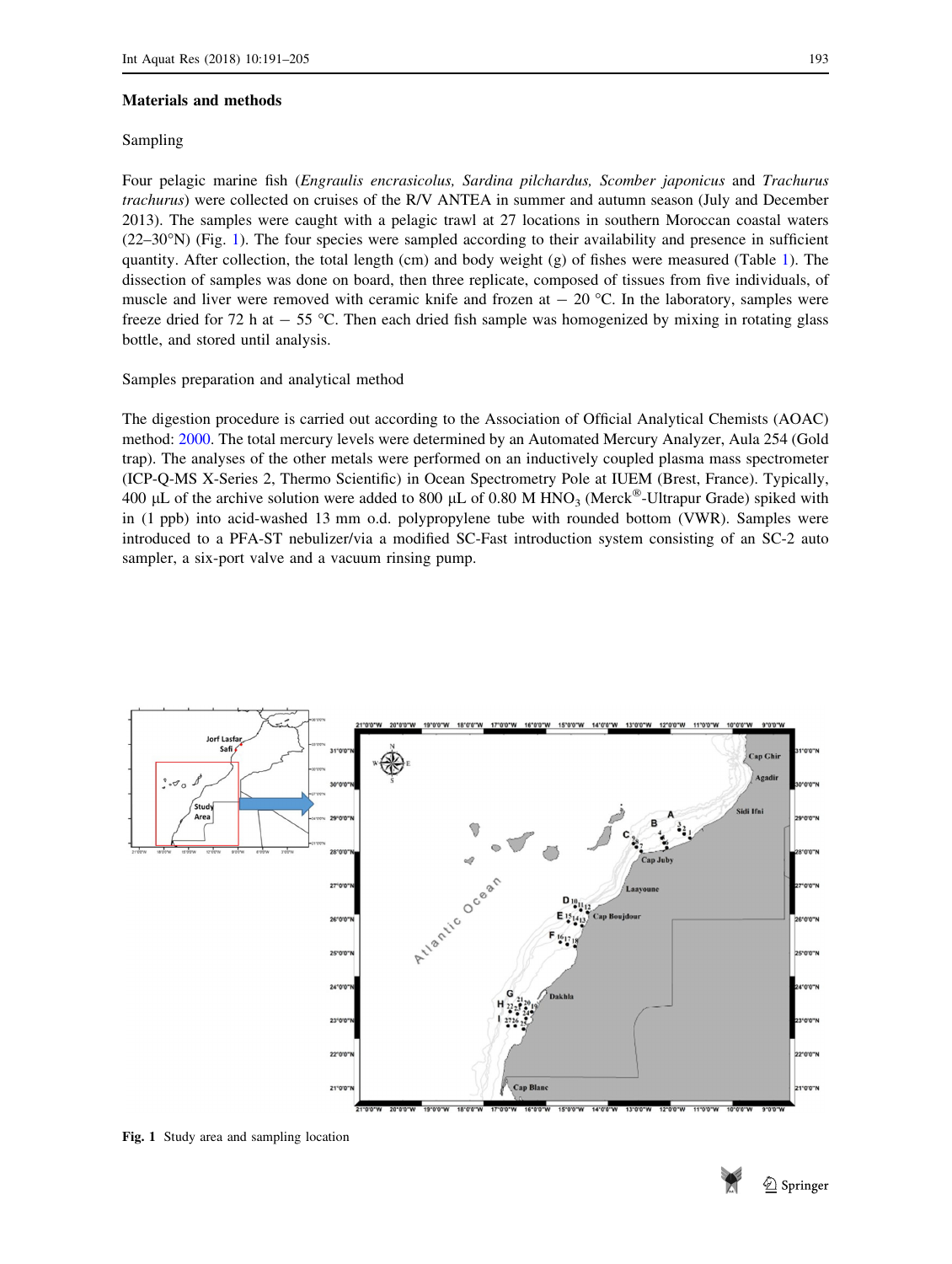## Materials and methods

### Sampling

Four pelagic marine fish (*Engraulis encrasicolus, Sardina pilchardus, Scomber japonicus* and *Trachurus trachurus*) were collected on cruises of the R/V ANTEA in summer and autumn season (July and December 2013). The samples were caught with a pelagic trawl at 27 locations in southern Moroccan coastal waters (22–30°N) (Fig. 1). The four species were sampled according to their availability and presence in sufficient quantity. After collection, the total length (cm) and body weight (g) of fishes were measured (Table 1). The dissection of samples was done on board, then three replicate, composed of tissues from five individuals, of muscle and liver were removed with ceramic knife and frozen at − 20 °C. In the laboratory, samples were freeze dried for 72 h at − 55 °C. Then each dried fish sample was homogenized by mixing in rotating glass bottle, and stored until analysis.

### Samples preparation and analytical method

The digestion procedure is carried out according to the Association of Official Analytical Chemists (AOAC) method: 2000. The total mercury levels were determined by an Automated Mercury Analyzer, Aula 254 (Gold trap). The analyses of the other metals were performed on an inductively coupled plasma mass spectrometer (ICP-Q-MS X-Series 2, Thermo Scientific) in Ocean Spectrometry Pole at IUEM (Brest, France). Typically, 400 µL of the archive solution were added to 800 µL of 0.80 M $HNO_3$ (Merck®-Ultrapur Grade) spiked with in (1 ppb) into acid-washed 13 mm o.d. polypropylene tube with rounded bottom (VWR). Samples were introduced to a PFA-ST nebulizer/via a modified SC-Fast introduction system consisting of an SC-2 auto sampler, a six-port valve and a vacuum rinsing pump.

Fig. 1 Study area and sampling location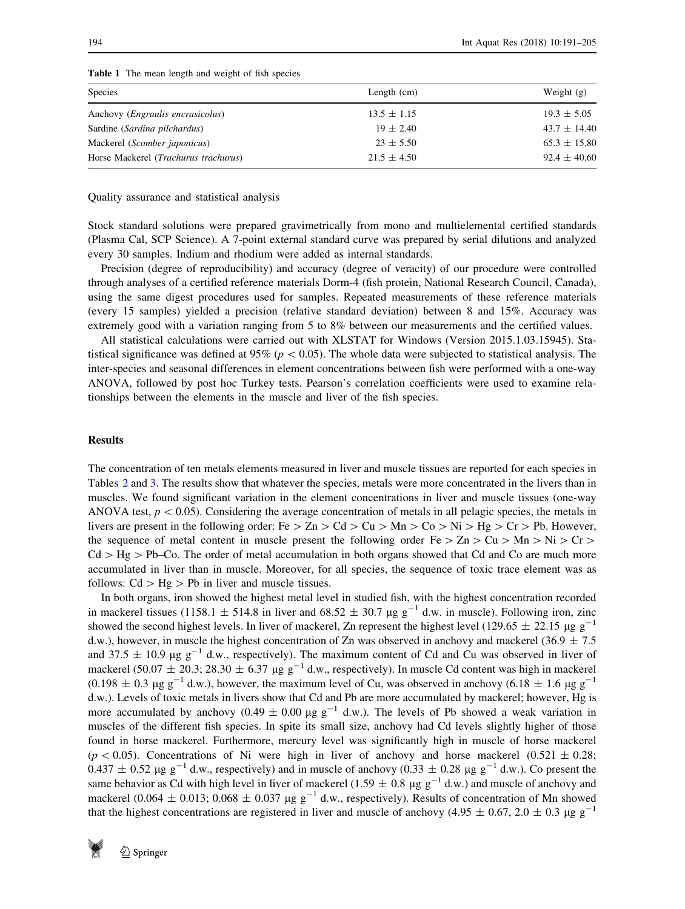**Table 1** The mean length and weight of fish species

| Species | Length (cm) | Weight (g) |
|---|---|---|
| Anchovy (*Engraulis encrasicolus*) | 13.5 ± 1.15 | 19.3 ± 5.05 |
| Sardine (*Sardina pilchardus*) | 19 ± 2.40 | 43.7 ± 14.40 |
| Mackerel (*Scomber japonicus*) | 23 ± 5.50 | 65.3 ± 15.80 |
| Horse Mackerel (*Trachurus trachurus*) | 21.5 ± 4.50 | 92.4 ± 40.60 |

Quality assurance and statistical analysis

Stock standard solutions were prepared gravimetrically from mono and multielemental certified standards (Plasma Cal, SCP Science). A 7-point external standard curve was prepared by serial dilutions and analyzed every 30 samples. Indium and rhodium were added as internal standards.

Precision (degree of reproducibility) and accuracy (degree of veracity) of our procedure were controlled through analyses of a certified reference materials Dorm-4 (fish protein, National Research Council, Canada), using the same digest procedures used for samples. Repeated measurements of these reference materials (every 15 samples) yielded a precision (relative standard deviation) between 8 and 15%. Accuracy was extremely good with a variation ranging from 5 to 8% between our measurements and the certified values.

All statistical calculations were carried out with XLSTAT for Windows (Version 2015.1.03.15945). Statistical significance was defined at 95% ($p < 0.05$). The whole data were subjected to statistical analysis. The inter-species and seasonal differences in element concentrations between fish were performed with a one-way ANOVA, followed by post hoc Turkey tests. Pearson's correlation coefficients were used to examine relationships between the elements in the muscle and liver of the fish species.

## Results

The concentration of ten metals elements measured in liver and muscle tissues are reported for each species in Tables 2 and 3. The results show that whatever the species, metals were more concentrated in the livers than in muscles. We found significant variation in the element concentrations in liver and muscle tissues (one-way ANOVA test, $p < 0.05$). Considering the average concentration of metals in all pelagic species, the metals in livers are present in the following order: Fe > Zn > Cd > Cu > Mn > Co > Ni > Hg > Cr > Pb. However, the sequence of metal content in muscle present the following order Fe > Zn > Cu > Mn > Ni > Cr > Cd > Hg > Pb–Co. The order of metal accumulation in both organs showed that Cd and Co are much more accumulated in liver than in muscle. Moreover, for all species, the sequence of toxic trace element was as follows: Cd > Hg > Pb in liver and muscle tissues.

In both organs, iron showed the highest metal level in studied fish, with the highest concentration recorded in mackerel tissues (1158.1 ± 514.8 in liver and 68.52 ± 30.7 $\mu g\ g^{-1}$ d.w. in muscle). Following iron, zinc showed the second highest levels. In liver of mackerel, Zn represent the highest level (129.65 ± 22.15 $\mu g\ g^{-1}$ d.w.), however, in muscle the highest concentration of Zn was observed in anchovy and mackerel (36.9 ± 7.5 and 37.5 ± 10.9 $\mu g\ g^{-1}$ d.w., respectively). The maximum content of Cd and Cu was observed in liver of mackerel (50.07 ± 20.3; 28.30 ± 6.37 $\mu g\ g^{-1}$ d.w., respectively). In muscle Cd content was high in mackerel (0.198 ± 0.3 $\mu g\ g^{-1}$ d.w.), however, the maximum level of Cu, was observed in anchovy (6.18 ± 1.6 $\mu g\ g^{-1}$ d.w.). Levels of toxic metals in livers show that Cd and Pb are more accumulated by mackerel; however, Hg is more accumulated by anchovy (0.49 ± 0.00 $\mu g\ g^{-1}$ d.w.). The levels of Pb showed a weak variation in muscles of the different fish species. In spite its small size, anchovy had Cd levels slightly higher of those found in horse mackerel. Furthermore, mercury level was significantly high in muscle of horse mackerel ($p < 0.05$). Concentrations of Ni were high in liver of anchovy and horse mackerel (0.521 ± 0.28; 0.437 ± 0.52 $\mu g\ g^{-1}$ d.w., respectively) and in muscle of anchovy (0.33 ± 0.28 $\mu g\ g^{-1}$ d.w.). Co present the same behavior as Cd with high level in liver of mackerel (1.59 ± 0.8 $\mu g\ g^{-1}$ d.w.) and muscle of anchovy and mackerel (0.064 ± 0.013; 0.068 ± 0.037 $\mu g\ g^{-1}$ d.w., respectively). Results of concentration of Mn showed that the highest concentrations are registered in liver and muscle of anchovy (4.95 ± 0.67, 2.0 ± 0.3 $\mu g\ g^{-1}$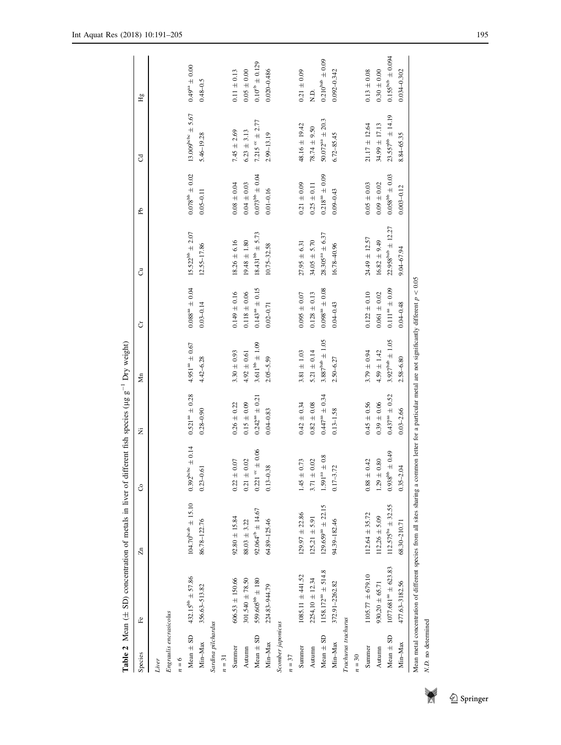**Table 2** Mean (± SD) concentration of metals in liver of different fish species (μg g$^{-1}$ Dry weight)

| Species | Fe | Zn | Co | Ni | Mn | Cr | Cu | Pb | Cd | Hg |
|---|---|---|---|---|---|---|---|---|---|---|
| *Liver* | | | | | | | | | | |
| *Engraulis encrasicolus* | | | | | | | | | | |
| $n = 6$ | | | | | | | | | | |
| Mean ± SD | 432.15$^{bb}$ ± 57.86 | 104.70$^{bcab}$ ± 15.10 | 0.392$^{bcbc}$ ± 0.14 | 0.521$^{aa}$ ± 0.28 | 4.951$^{aa}$ ± 0.67 | 0.088$^{aa}$ ± 0.04 | 15.522$^{bb}$ ± 2.07 | 0.078$^{bb}$ ± 0.02 | 13.009$^{bcbc}$ ± 5.67 | 0.49$^{aa}$ ± 0.00 |
| Min–Max | 356.63–513.82 | 86.78–122.76 | 0.23–0.61 | 0.28–0.90 | 4.42–6.28 | 0.03–0.14 | 12.55–17.86 | 0.05–0.11 | 5.46–19.28 | 0.48–0.5 |
| *Sardina pilchardus* | | | | | | | | | | |
| $n = 31$ | | | | | | | | | | |
| Summer | 606.53 ± 150.66 | 92.80 ± 15.84 | 0.22 ± 0.07 | 0.26 ± 0.22 | 3.30 ± 0.93 | 0.149 ± 0.16 | 18.26 ± 6.16 | 0.08 ± 0.04 | 7.45 ± 2.69 | 0.11 ± 0.13 |
| Autumn | 301.540 ± 78.50 | 88.03 ± 3.22 | 0.21 ± 0.02 | 0.15 ± 0.09 | 4.92 ± 0.61 | 0.118 ± 0.06 | 19.48 ± 1.80 | 0.04 ± 0.03 | 6.23 ± 3.13 | 0.05 ± 0.00 |
| Mean ± SD | 559.605$^{bb}$ ± 180 | 92.064$^{cb}$ ± 14.67 | 0.221 $^{cc}$ ± 0.06 | 0.242$^{aa}$ ± 0.21 | 3.611$^{bb}$ ± 1.09 | 0.143$^{aa}$ ± 0.15 | 18.431$^{bb}$ ± 5.73 | 0.073$^{bb}$ ± 0.04 | 7.215 $^{cc}$ ± 2.77 | 0.10$^{cb}$ ± 0.129 |
| Min–Max | 224.83–944.79 | 64.89–125.46 | 0.13–0.38 | 0.04–0.83 | 2.05–5.59 | 0.02–0.71 | 10.75–32.58 | 0.01–0.16 | 2.99–13.19 | 0.020–0.486 |
| *Scomber japonicus* | | | | | | | | | | |
| $n = 37$ | | | | | | | | | | |
| Summer | 1085.11 ± 441.52 | 129.97 ± 22.86 | 1.45 ± 0.73 | 0.42 ± 0.34 | 3.81 ± 1.03 | 0.095 ± 0.07 | 27.95 ± 6.31 | 0.21 ± 0.09 | 48.16 ± 19.42 | 0.21 ± 0.09 |
| Autumn | 2254.10 ± 12.34 | 125.21 ± 5.91 | 3.71 ± 0.02 | 0.82 ± 0.08 | 5.21 ± 0.14 | 0.128 ± 0.13 | 34.05 ± 5.70 | 0.25 ± 0.11 | 78.74 ± 9.50 | N.D. |
| Mean ± SD | 1158.172$^{aa}$ ± 514.8 | 129.659$^{aa}$ ± 22.15 | 1.591$^{aa}$ ± 0.8 | 0.447$^{aa}$ ± 0.34 | 3.887$^{bab}$ ± 1.05 | 0.098$^{aa}$ ± 0.08 | 28.305$^{aa}$ ± 6.37 | 0.218$^{aa}$ ± 0.09 | 50.072$^{aa}$ ± 20.3 | 0.210$^{bab}$ ± 0.09 |
| Min–Max | 372.91–2262.82 | 94.39–182.46 | 0.17–3.72 | 0.13–1.58 | 2.50–6.27 | 0.04–0.43 | 16.78–40.96 | 0.09–0.43 | 6.72–85.45 | 0.092–0.342 |
| *Trachurus trachurus* | | | | | | | | | | |
| $n = 30$ | | | | | | | | | | |
| Summer | 1105.77 ± 679.10 | 112.64 ± 35.72 | 0.88 ± 0.42 | 0.45 ± 0.56 | 3.79 ± 0.94 | 0.122 ± 0.10 | 24.49 ± 12.57 | 0.05 ± 0.03 | 21.17 ± 12.64 | 0.13 ± 0.08 |
| Autumn | 930.20 ± 65.71 | 112.26 ± 5.09 | 1.29 ± 0.80 | 0.39 ± 0.06 | 4.59 ± 1.42 | 0.061 ± 0.02 | 16.82 ± 9.49 | 0.09 ± 0.02 | 34.99 ± 17.13 | 0.30 ± 0.00 |
| Mean ± SD | 1077.681$^{aa}$ ± 623.83 | 112.575$^{ba}$ ± 32.55 | 0.938$^{abb}$ ± 0.49 | 0.437$^{aa}$ ± 0.52 | 3.927$^{bab}$ ± 1.05 | 0.111$^{aa}$ ± 0.09 | 22.958$^{bab}$ ± 12.27 | 0.058$^{bb}$ ± 0.03 | 23.557$^{bb}$ ± 14.19 | 0.155$^{bcb}$ ± 0.094 |
| Min–Max | 477.63–3182.56 | 68.30–210.71 | 0.35–2.04 | 0.03–2.66 | 2.58–6.80 | 0.04–0.48 | 9.04–67.94 | 0.003–0.12 | 8.84–65.35 | 0.034–0.302 |

Mean metal concentration of different species from all sites sharing a common letter for a particular metal are not significantly different $p < 0.05$

*N.D.* no determined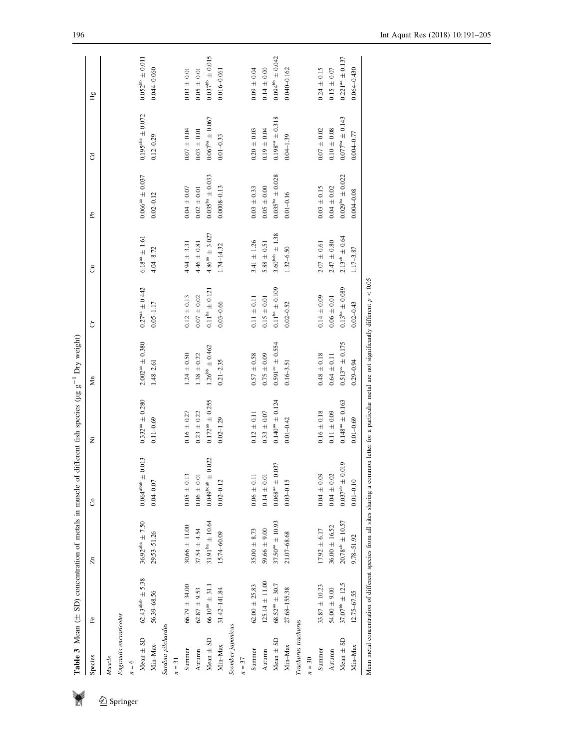**Table 3** Mean (± SD) concentration of metals in muscle of different fish species (μg g$^{-1}$ Dry weight)

| Species | Fe | Zn | Co | Ni | Mn | Cr | Cu | Pb | Cd | Hg |
|---|---|---|---|---|---|---|---|---|---|---|
| *Muscle* | | | | | | | | | | |
| *Engraulis encrasicolus* | | | | | | | | | | |
| $n = 6$ | | | | | | | | | | |
| Mean ± SD | 62.43$^{abab}$ ± 5.38 | 36.92$^{abba}$ ± 7.50 | 0.064$^{abab}$ ± 0.013 | 0.332$^{aa}$ ± 0.280 | 2.002$^{aa}$ ± 0.380 | 0.27$^{aa}$ ± 0.442 | 6.18$^{aa}$ ± 1.61 | 0.066$^{aa}$ ± 0.037 | 0.195$^{abba}$ ± 0.072 | 0.052$^{bb}$ ± 0.011 |
| Min–Max | 56.39–68.56 | 29.53–51.26 | 0.04–0.07 | 0.11–0.69 | 1.48–2.61 | 0.05–1.17 | 4.04–8.72 | 0.02–0.12 | 0.12–0.29 | 0.044–0.060 |
| *Sardina pilchardus* | | | | | | | | | | |
| $n = 31$ | | | | | | | | | | |
| Summer | 66.79 ± 34.00 | 30.66 ± 11.00 | 0.05 ± 0.13 | 0.16 ± 0.27 | 1.24 ± 0.50 | 0.12 ± 0.13 | 4.94 ± 3.31 | 0.04 ± 0.07 | 0.07 ± 0.04 | 0.03 ± 0.01 |
| Autumn | 62.87 ± 9.53 | 37.54 ± 4.54 | 0.06 ± 0.01 | 0.23 ± 0.22 | 1.38 ± 0.22 | 0.07 ± 0.02 | 4.46 ± 0.81 | 0.02 ± 0.01 | 0.03 ± 0.01 | 0.05 ± 0.01 |
| Mean ± SD | 66.10$^{aa}$ ± 31.1 | 31.91$^{ba}$ ± 10.64 | 0.049$^{bcab}$ ± 0.022 | 0.172$^{aa}$ ± 0.255 | 1.26$^{bb}$ ± 0.462 | 0.11$^{ba}$ ± 0.121 | 4.86$^{aa}$ ± 3.027 | 0.035$^{ba}$ ± 0.033 | 0.067$^{ba}$ ± 0.067 | 0.037$^{bb}$ ± 0.015 |
| Min–Max | 31.42–141.84 | 15.74–60.09 | 0.02–0.12 | 0.02–1.29 | 0.21–2.35 | 0.03–0.66 | 1.74–14.32 | 0.0008–0.13 | 0.01–0.33 | 0.016–0.061 |
| *Scomber japonicus* | | | | | | | | | | |
| $n = 37$ | | | | | | | | | | |
| Summer | 62.00 ± 25.83 | 35.00 ± 8.73 | 0.06 ± 0.11 | 0.12 ± 0.11 | 0.57 ± 0.58 | 0.11 ± 0.11 | 3.41 ± 1.26 | 0.03 ± 0.33 | 0.20 ± 0.03 | 0.09 ± 0.04 |
| Autumn | 125.14 ± 11.00 | 59.66 ± 9.00 | 0.14 ± 0.01 | 0.33 ± 0.07 | 0.75 ± 0.09 | 0.15 ± 0.01 | 5.88 ± 0.51 | 0.05 ± 0.00 | 0.19 ± 0.04 | 0.14 ± 0.00 |
| Mean ± SD | 68.52$^{aa}$ ± 30.7 | 37.50$^{aa}$ ± 10.93 | 0.068$^{aa}$ ± 0.037 | 0.140$^{aa}$ ± 0.124 | 0.591$^{cc}$ ± 0.554 | 0.11$^{ba}$ ± 0.109 | 3.60$^{bab}$ ± 1.38 | 0.035$^{ba}$ ± 0.028 | 0.198$^{aa}$ ± 0.318 | 0.094$^{bb}$ ± 0.042 |
| Min–Max | 27.68–155.38 | 21.07–68.68 | 0.03–0.15 | 0.01–0.42 | 0.16–3.51 | 0.02–0.52 | 1.32–6.50 | 0.01–0.16 | 0.04–1.39 | 0.040–0.162 |
| *Trachurus trachurus* | | | | | | | | | | |
| $n = 30$ | | | | | | | | | | |
| Summer | 33.87 ± 10.23 | 17.92 ± 6.17 | 0.04 ± 0.09 | 0.16 ± 0.18 | 0.48 ± 0.18 | 0.14 ± 0.09 | 2.07 ± 0.61 | 0.03 ± 0.15 | 0.07 ± 0.02 | 0.24 ± 0.15 |
| Autumn | 54.00 ± 9.00 | 36.00 ± 16.52 | 0.04 ± 0.02 | 0.11 ± 0.09 | 0.64 ± 0.11 | 0.06 ± 0.01 | 2.47 ± 0.80 | 0.04 ± 0.02 | 0.10 ± 0.08 | 0.15 ± 0.07 |
| Mean ± SD | 37.07$^{bb}$ ± 12.5 | 20.78$^{cb}$ ± 10.57 | 0.037$^{cb}$ ± 0.019 | 0.148$^{aa}$ ± 0.163 | 0.513$^{cc}$ ± 0.175 | 0.13$^{ba}$ ± 0.089 | 2.13$^{cb}$ ± 0.64 | 0.029$^{ba}$ ± 0.022 | 0.077$^{ba}$ ± 0.143 | 0.221$^{aa}$ ± 0.137 |
| Min–Max | 12.75–67.55 | 9.78–51.92 | 0.01–0.10 | 0.01–0.69 | 0.29–0.94 | 0.02–0.43 | 1.17–3.87 | 0.004–0.08 | 0.004–0.77 | 0.064–0.430 |

Mean metal concentration of different species from all sites sharing a common letter for a particular metal are not significantly different $p < 0.05$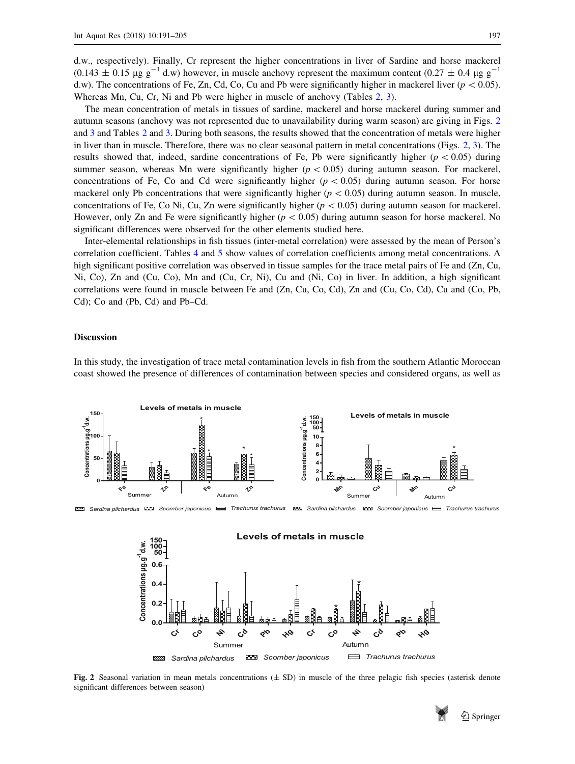d.w., respectively). Finally, Cr represent the higher concentrations in liver of Sardine and horse mackerel ($0.143 \pm 0.15$ µg $g^{-1}$ d.w) however, in muscle anchovy represent the maximum content ($0.27 \pm 0.4$ µg $g^{-1}$ d.w). The concentrations of Fe, Zn, Cd, Co, Cu and Pb were significantly higher in mackerel liver ($p < 0.05$). Whereas Mn, Cu, Cr, Ni and Pb were higher in muscle of anchovy (Tables 2, 3).

The mean concentration of metals in tissues of sardine, mackerel and horse mackerel during summer and autumn seasons (anchovy was not represented due to unavailability during warm season) are giving in Figs. 2 and 3 and Tables 2 and 3. During both seasons, the results showed that the concentration of metals were higher in liver than in muscle. Therefore, there was no clear seasonal pattern in metal concentrations (Figs. 2, 3). The results showed that, indeed, sardine concentrations of Fe, Pb were significantly higher ($p < 0.05$) during summer season, whereas Mn were significantly higher ($p < 0.05$) during autumn season. For mackerel, concentrations of Fe, Co and Cd were significantly higher ($p < 0.05$) during autumn season. For horse mackerel only Pb concentrations that were significantly higher ($p < 0.05$) during autumn season. In muscle, concentrations of Fe, Co Ni, Cu, Zn were significantly higher ($p < 0.05$) during autumn season for mackerel. However, only Zn and Fe were significantly higher ($p < 0.05$) during autumn season for horse mackerel. No significant differences were observed for the other elements studied here.

Inter-elemental relationships in fish tissues (inter-metal correlation) were assessed by the mean of Person's correlation coefficient. Tables 4 and 5 show values of correlation coefficients among metal concentrations. A high significant positive correlation was observed in tissue samples for the trace metal pairs of Fe and (Zn, Cu, Ni, Co), Zn and (Cu, Co), Mn and (Cu, Cr, Ni), Cu and (Ni, Co) in liver. In addition, a high significant correlations were found in muscle between Fe and (Zn, Cu, Co, Cd), Zn and (Cu, Co, Cd), Cu and (Co, Pb, Cd); Co and (Pb, Cd) and Pb–Cd.

## Discussion

In this study, the investigation of trace metal contamination levels in fish from the southern Atlantic Moroccan coast showed the presence of differences of contamination between species and considered organs, as well as

**Fig. 2** Seasonal variation in mean metals concentrations (± SD) in muscle of the three pelagic fish species (asterisk denote significant differences between season)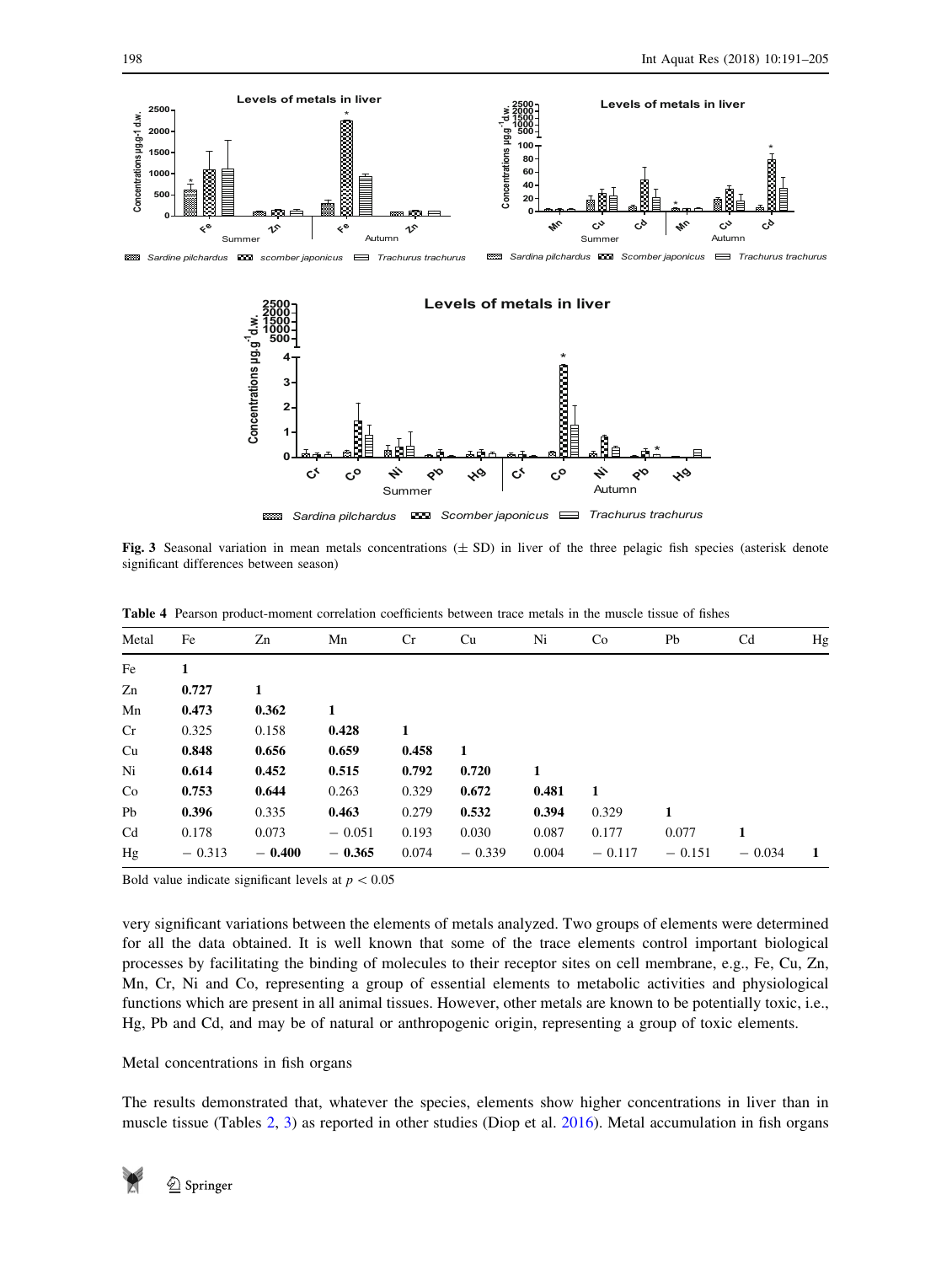**Fig. 3** Seasonal variation in mean metals concentrations (± SD) in liver of the three pelagic fish species (asterisk denote significant differences between season)

**Table 4** Pearson product-moment correlation coefficients between trace metals in the muscle tissue of fishes

| Metal | Fe | Zn | Mn | Cr | Cu | Ni | Co | Pb | Cd | Hg |
|---|---|---|---|---|---|---|---|---|---|---|
| Fe | **1** | | | | | | | | | |
| Zn | **0.727** | **1** | | | | | | | | |
| Mn | **0.473** | **0.362** | **1** | | | | | | | |
| Cr | 0.325 | 0.158 | **0.428** | **1** | | | | | | |
| Cu | **0.848** | **0.656** | **0.659** | **0.458** | **1** | | | | | |
| Ni | **0.614** | **0.452** | **0.515** | **0.792** | **0.720** | **1** | | | | |
| Co | **0.753** | **0.644** | 0.263 | 0.329 | **0.672** | **0.481** | **1** | | | |
| Pb | **0.396** | 0.335 | **0.463** | 0.279 | **0.532** | **0.394** | 0.329 | **1** | | |
| Cd | 0.178 | 0.073 | − 0.051 | 0.193 | 0.030 | 0.087 | 0.177 | 0.077 | **1** | |
| Hg | − 0.313 | **− 0.400** | **− 0.365** | 0.074 | − 0.339 | 0.004 | − 0.117 | − 0.151 | − 0.034 | **1** |

Bold value indicate significant levels at $p < 0.05$

very significant variations between the elements of metals analyzed. Two groups of elements were determined for all the data obtained. It is well known that some of the trace elements control important biological processes by facilitating the binding of molecules to their receptor sites on cell membrane, e.g., Fe, Cu, Zn, Mn, Cr, Ni and Co, representing a group of essential elements to metabolic activities and physiological functions which are present in all animal tissues. However, other metals are known to be potentially toxic, i.e., Hg, Pb and Cd, and may be of natural or anthropogenic origin, representing a group of toxic elements.

## Metal concentrations in fish organs

The results demonstrated that, whatever the species, elements show higher concentrations in liver than in muscle tissue (Tables 2, 3) as reported in other studies (Diop et al. 2016). Metal accumulation in fish organs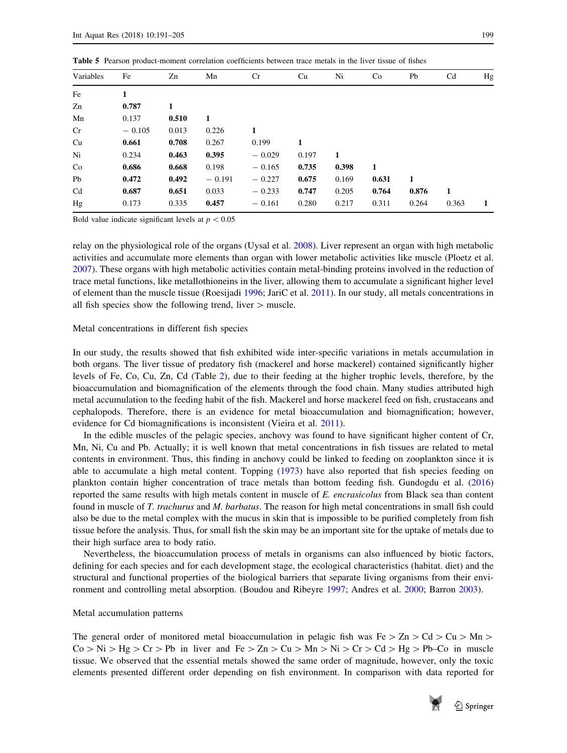**Table 5** Pearson product-moment correlation coefficients between trace metals in the liver tissue of fishes

| Variables | Fe | Zn | Mn | Cr | Cu | Ni | Co | Pb | Cd | Hg |
|---|---|---|---|---|---|---|---|---|---|---|
| Fe | **1** | | | | | | | | | |
| Zn | **0.787** | **1** | | | | | | | | |
| Mn | 0.137 | **0.510** | **1** | | | | | | | |
| Cr | − 0.105 | 0.013 | 0.226 | **1** | | | | | | |
| Cu | **0.661** | **0.708** | 0.267 | 0.199 | **1** | | | | | |
| Ni | 0.234 | **0.463** | **0.395** | − 0.029 | 0.197 | **1** | | | | |
| Co | **0.686** | **0.668** | 0.198 | − 0.165 | **0.735** | **0.398** | **1** | | | |
| Pb | **0.472** | **0.492** | − 0.191 | − 0.227 | **0.675** | 0.169 | **0.631** | **1** | | |
| Cd | **0.687** | **0.651** | 0.033 | − 0.233 | **0.747** | 0.205 | **0.764** | **0.876** | **1** | |
| Hg | 0.173 | 0.335 | **0.457** | − 0.161 | 0.280 | 0.217 | 0.311 | 0.264 | 0.363 | **1** |

Bold value indicate significant levels at $p < 0.05$

relay on the physiological role of the organs (Uysal et al. 2008). Liver represent an organ with high metabolic activities and accumulate more elements than organ with lower metabolic activities like muscle (Ploetz et al. 2007). These organs with high metabolic activities contain metal-binding proteins involved in the reduction of trace metal functions, like metallothioneins in the liver, allowing them to accumulate a significant higher level of element than the muscle tissue (Roesijadi 1996; JariC et al. 2011). In our study, all metals concentrations in all fish species show the following trend, liver > muscle.

Metal concentrations in different fish species

In our study, the results showed that fish exhibited wide inter-specific variations in metals accumulation in both organs. The liver tissue of predatory fish (mackerel and horse mackerel) contained significantly higher levels of Fe, Co, Cu, Zn, Cd (Table 2), due to their feeding at the higher trophic levels, therefore, by the bioaccumulation and biomagnification of the elements through the food chain. Many studies attributed high metal accumulation to the feeding habit of the fish. Mackerel and horse mackerel feed on fish, crustaceans and cephalopods. Therefore, there is an evidence for metal bioaccumulation and biomagnification; however, evidence for Cd biomagnifications is inconsistent (Vieira et al. 2011).

In the edible muscles of the pelagic species, anchovy was found to have significant higher content of Cr, Mn, Ni, Cu and Pb. Actually; it is well known that metal concentrations in fish tissues are related to metal contents in environment. Thus, this finding in anchovy could be linked to feeding on zooplankton since it is able to accumulate a high metal content. Topping (1973) have also reported that fish species feeding on plankton contain higher concentration of trace metals than bottom feeding fish. Gundogdu et al. (2016) reported the same results with high metals content in muscle of *E. encrasicolus* from Black sea than content found in muscle of *T. trachurus* and *M. barbatus*. The reason for high metal concentrations in small fish could also be due to the metal complex with the mucus in skin that is impossible to be purified completely from fish tissue before the analysis. Thus, for small fish the skin may be an important site for the uptake of metals due to their high surface area to body ratio.

Nevertheless, the bioaccumulation process of metals in organisms can also influenced by biotic factors, defining for each species and for each development stage, the ecological characteristics (habitat. diet) and the structural and functional properties of the biological barriers that separate living organisms from their environment and controlling metal absorption. (Boudou and Ribeyre 1997; Andres et al. 2000; Barron 2003).

Metal accumulation patterns

The general order of monitored metal bioaccumulation in pelagic fish was Fe > Zn > Cd > Cu > Mn > Co > Ni > Hg > Cr > Pb in liver and Fe > Zn > Cu > Mn > Ni > Cr > Cd > Hg > Pb–Co in muscle tissue. We observed that the essential metals showed the same order of magnitude, however, only the toxic elements presented different order depending on fish environment. In comparison with data reported for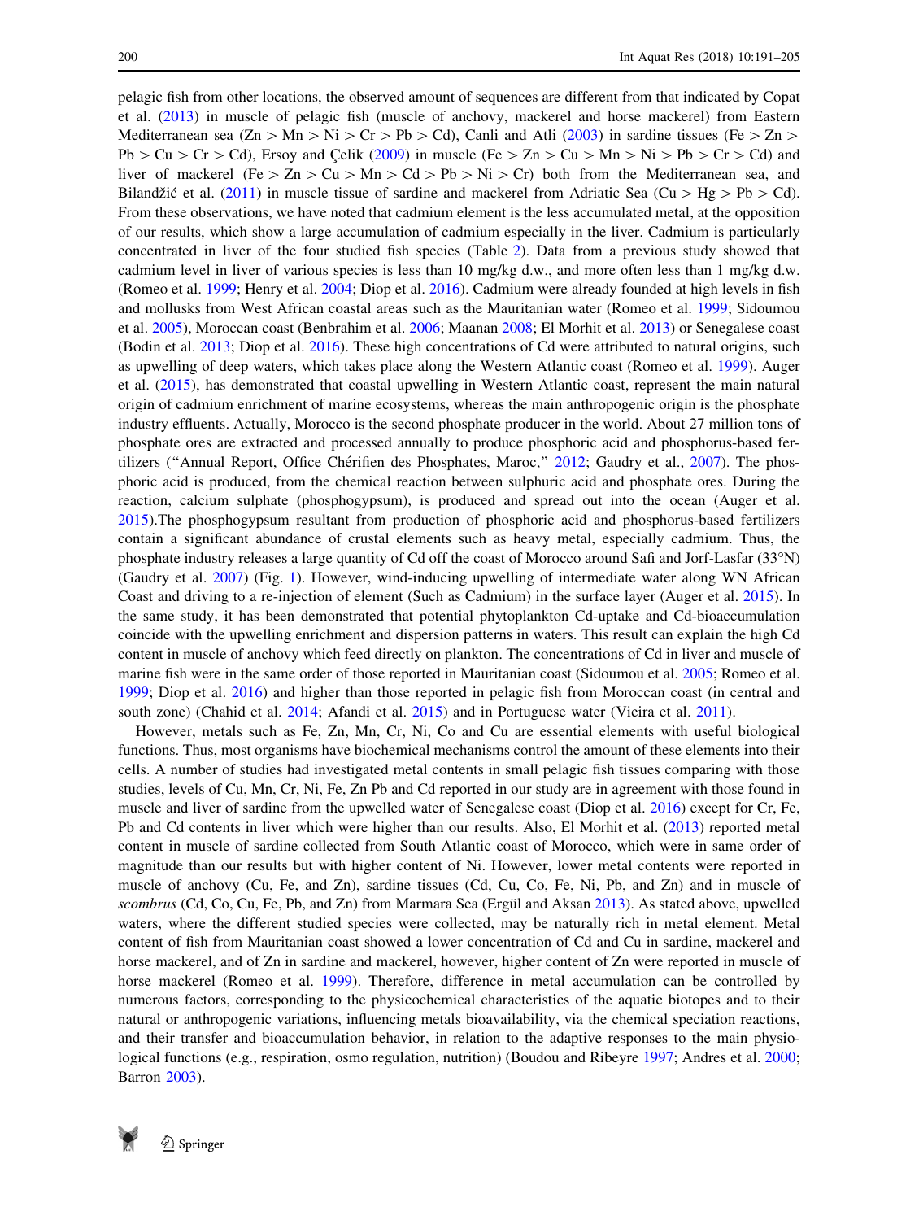pelagic fish from other locations, the observed amount of sequences are different from that indicated by Copat et al. (2013) in muscle of pelagic fish (muscle of anchovy, mackerel and horse mackerel) from Eastern Mediterranean sea (Zn > Mn > Ni > Cr > Pb > Cd), Canli and Atli (2003) in sardine tissues (Fe > Zn > Pb > Cu > Cr > Cd), Ersoy and Çelik (2009) in muscle (Fe > Zn > Cu > Mn > Ni > Pb > Cr > Cd) and liver of mackerel (Fe > Zn > Cu > Mn > Cd > Pb > Ni > Cr) both from the Mediterranean sea, and Bilandžić et al. (2011) in muscle tissue of sardine and mackerel from Adriatic Sea (Cu > Hg > Pb > Cd). From these observations, we have noted that cadmium element is the less accumulated metal, at the opposition of our results, which show a large accumulation of cadmium especially in the liver. Cadmium is particularly concentrated in liver of the four studied fish species (Table 2). Data from a previous study showed that cadmium level in liver of various species is less than 10 mg/kg d.w., and more often less than 1 mg/kg d.w. (Romeo et al. 1999; Henry et al. 2004; Diop et al. 2016). Cadmium were already founded at high levels in fish and mollusks from West African coastal areas such as the Mauritanian water (Romeo et al. 1999; Sidoumou et al. 2005), Moroccan coast (Benbrahim et al. 2006; Maanan 2008; El Morhit et al. 2013) or Senegalese coast (Bodin et al. 2013; Diop et al. 2016). These high concentrations of Cd were attributed to natural origins, such as upwelling of deep waters, which takes place along the Western Atlantic coast (Romeo et al. 1999). Auger et al. (2015), has demonstrated that coastal upwelling in Western Atlantic coast, represent the main natural origin of cadmium enrichment of marine ecosystems, whereas the main anthropogenic origin is the phosphate industry effluents. Actually, Morocco is the second phosphate producer in the world. About 27 million tons of phosphate ores are extracted and processed annually to produce phosphoric acid and phosphorus-based fertilizers ("Annual Report, Office Chérifien des Phosphates, Maroc," 2012; Gaudry et al., 2007). The phosphoric acid is produced, from the chemical reaction between sulphuric acid and phosphate ores. During the reaction, calcium sulphate (phosphogypsum), is produced and spread out into the ocean (Auger et al. 2015).The phosphogypsum resultant from production of phosphoric acid and phosphorus-based fertilizers contain a significant abundance of crustal elements such as heavy metal, especially cadmium. Thus, the phosphate industry releases a large quantity of Cd off the coast of Morocco around Safi and Jorf-Lasfar (33°N) (Gaudry et al. 2007) (Fig. 1). However, wind-inducing upwelling of intermediate water along WN African Coast and driving to a re-injection of element (Such as Cadmium) in the surface layer (Auger et al. 2015). In the same study, it has been demonstrated that potential phytoplankton Cd-uptake and Cd-bioaccumulation coincide with the upwelling enrichment and dispersion patterns in waters. This result can explain the high Cd content in muscle of anchovy which feed directly on plankton. The concentrations of Cd in liver and muscle of marine fish were in the same order of those reported in Mauritanian coast (Sidoumou et al. 2005; Romeo et al. 1999; Diop et al. 2016) and higher than those reported in pelagic fish from Moroccan coast (in central and south zone) (Chahid et al. 2014; Afandi et al. 2015) and in Portuguese water (Vieira et al. 2011).

However, metals such as Fe, Zn, Mn, Cr, Ni, Co and Cu are essential elements with useful biological functions. Thus, most organisms have biochemical mechanisms control the amount of these elements into their cells. A number of studies had investigated metal contents in small pelagic fish tissues comparing with those studies, levels of Cu, Mn, Cr, Ni, Fe, Zn Pb and Cd reported in our study are in agreement with those found in muscle and liver of sardine from the upwelled water of Senegalese coast (Diop et al. 2016) except for Cr, Fe, Pb and Cd contents in liver which were higher than our results. Also, El Morhit et al. (2013) reported metal content in muscle of sardine collected from South Atlantic coast of Morocco, which were in same order of magnitude than our results but with higher content of Ni. However, lower metal contents were reported in muscle of anchovy (Cu, Fe, and Zn), sardine tissues (Cd, Cu, Co, Fe, Ni, Pb, and Zn) and in muscle of *scombrus* (Cd, Co, Cu, Fe, Pb, and Zn) from Marmara Sea (Ergül and Aksan 2013). As stated above, upwelled waters, where the different studied species were collected, may be naturally rich in metal element. Metal content of fish from Mauritanian coast showed a lower concentration of Cd and Cu in sardine, mackerel and horse mackerel, and of Zn in sardine and mackerel, however, higher content of Zn were reported in muscle of horse mackerel (Romeo et al. 1999). Therefore, difference in metal accumulation can be controlled by numerous factors, corresponding to the physicochemical characteristics of the aquatic biotopes and to their natural or anthropogenic variations, influencing metals bioavailability, via the chemical speciation reactions, and their transfer and bioaccumulation behavior, in relation to the adaptive responses to the main physiological functions (e.g., respiration, osmo regulation, nutrition) (Boudou and Ribeyre 1997; Andres et al. 2000; Barron 2003).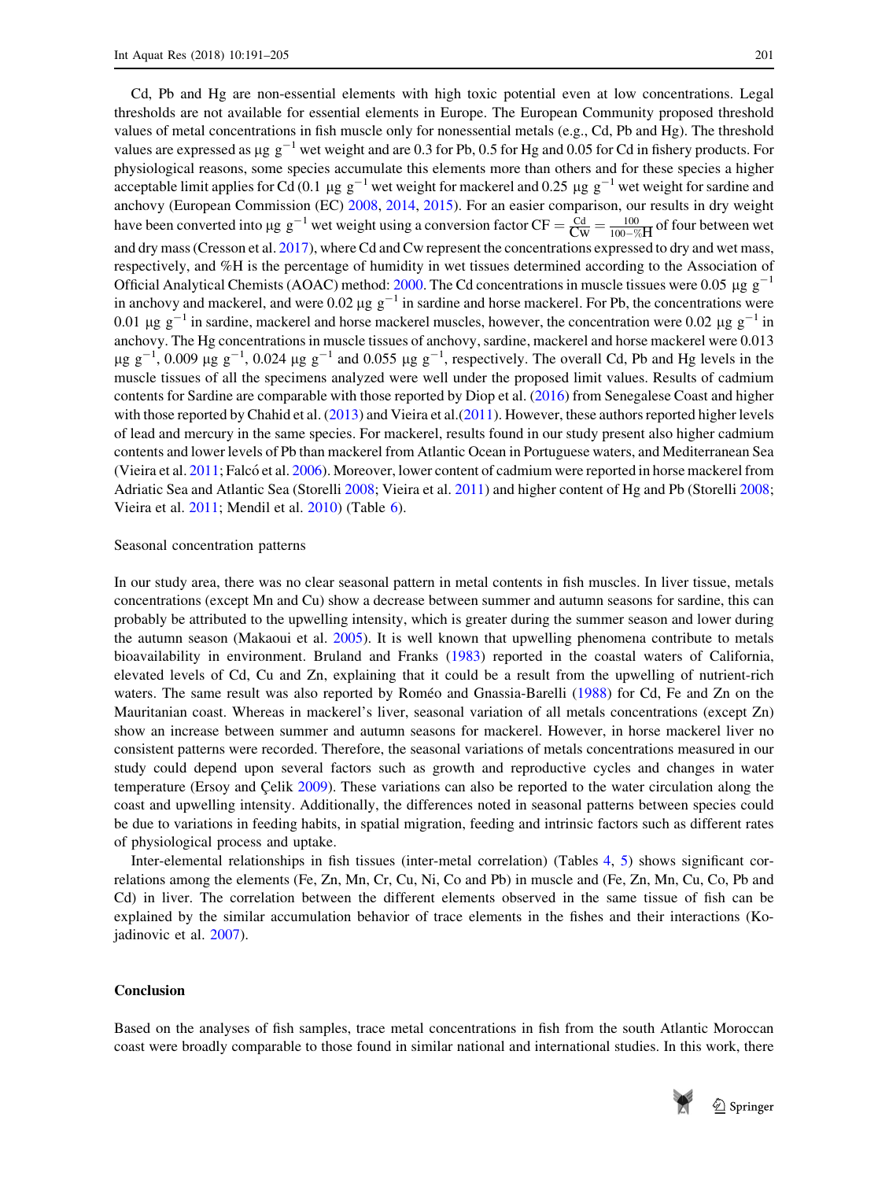Cd, Pb and Hg are non-essential elements with high toxic potential even at low concentrations. Legal thresholds are not available for essential elements in Europe. The European Community proposed threshold values of metal concentrations in fish muscle only for nonessential metals (e.g., Cd, Pb and Hg). The threshold values are expressed as μg $g^{-1}$ wet weight and are 0.3 for Pb, 0.5 for Hg and 0.05 for Cd in fishery products. For physiological reasons, some species accumulate this elements more than others and for these species a higher acceptable limit applies for Cd (0.1 μg $g^{-1}$ wet weight for mackerel and 0.25 μg $g^{-1}$ wet weight for sardine and anchovy (European Commission (EC) 2008, 2014, 2015). For an easier comparison, our results in dry weight have been converted into μg $g^{-1}$ wet weight using a conversion factor $CF = \frac{Cd}{Cw} = \frac{100}{100 - \%H}$ of four between wet and dry mass (Cresson et al. 2017), where Cd and Cw represent the concentrations expressed to dry and wet mass, respectively, and %H is the percentage of humidity in wet tissues determined according to the Association of Official Analytical Chemists (AOAC) method: 2000. The Cd concentrations in muscle tissues were 0.05 μg $g^{-1}$ in anchovy and mackerel, and were 0.02 μg $g^{-1}$ in sardine and horse mackerel. For Pb, the concentrations were 0.01 μg $g^{-1}$ in sardine, mackerel and horse mackerel muscles, however, the concentration were 0.02 μg $g^{-1}$ in anchovy. The Hg concentrations in muscle tissues of anchovy, sardine, mackerel and horse mackerel were 0.013 μg $g^{-1}$, 0.009 μg $g^{-1}$, 0.024 μg $g^{-1}$ and 0.055 μg $g^{-1}$, respectively. The overall Cd, Pb and Hg levels in the muscle tissues of all the specimens analyzed were well under the proposed limit values. Results of cadmium contents for Sardine are comparable with those reported by Diop et al. (2016) from Senegalese Coast and higher with those reported by Chahid et al. (2013) and Vieira et al.(2011). However, these authors reported higher levels of lead and mercury in the same species. For mackerel, results found in our study present also higher cadmium contents and lower levels of Pb than mackerel from Atlantic Ocean in Portuguese waters, and Mediterranean Sea (Vieira et al. 2011; Falcó et al. 2006). Moreover, lower content of cadmium were reported in horse mackerel from Adriatic Sea and Atlantic Sea (Storelli 2008; Vieira et al. 2011) and higher content of Hg and Pb (Storelli 2008; Vieira et al. 2011; Mendil et al. 2010) (Table 6).

## Seasonal concentration patterns

In our study area, there was no clear seasonal pattern in metal contents in fish muscles. In liver tissue, metals concentrations (except Mn and Cu) show a decrease between summer and autumn seasons for sardine, this can probably be attributed to the upwelling intensity, which is greater during the summer season and lower during the autumn season (Makaoui et al. 2005). It is well known that upwelling phenomena contribute to metals bioavailability in environment. Bruland and Franks (1983) reported in the coastal waters of California, elevated levels of Cd, Cu and Zn, explaining that it could be a result from the upwelling of nutrient-rich waters. The same result was also reported by Roméo and Gnassia-Barelli (1988) for Cd, Fe and Zn on the Mauritanian coast. Whereas in mackerel's liver, seasonal variation of all metals concentrations (except Zn) show an increase between summer and autumn seasons for mackerel. However, in horse mackerel liver no consistent patterns were recorded. Therefore, the seasonal variations of metals concentrations measured in our study could depend upon several factors such as growth and reproductive cycles and changes in water temperature (Ersoy and Çelik 2009). These variations can also be reported to the water circulation along the coast and upwelling intensity. Additionally, the differences noted in seasonal patterns between species could be due to variations in feeding habits, in spatial migration, feeding and intrinsic factors such as different rates of physiological process and uptake.

Inter-elemental relationships in fish tissues (inter-metal correlation) (Tables 4, 5) shows significant correlations among the elements (Fe, Zn, Mn, Cr, Cu, Ni, Co and Pb) in muscle and (Fe, Zn, Mn, Cu, Co, Pb and Cd) in liver. The correlation between the different elements observed in the same tissue of fish can be explained by the similar accumulation behavior of trace elements in the fishes and their interactions (Kojadinovic et al. 2007).

## Conclusion

Based on the analyses of fish samples, trace metal concentrations in fish from the south Atlantic Moroccan coast were broadly comparable to those found in similar national and international studies. In this work, there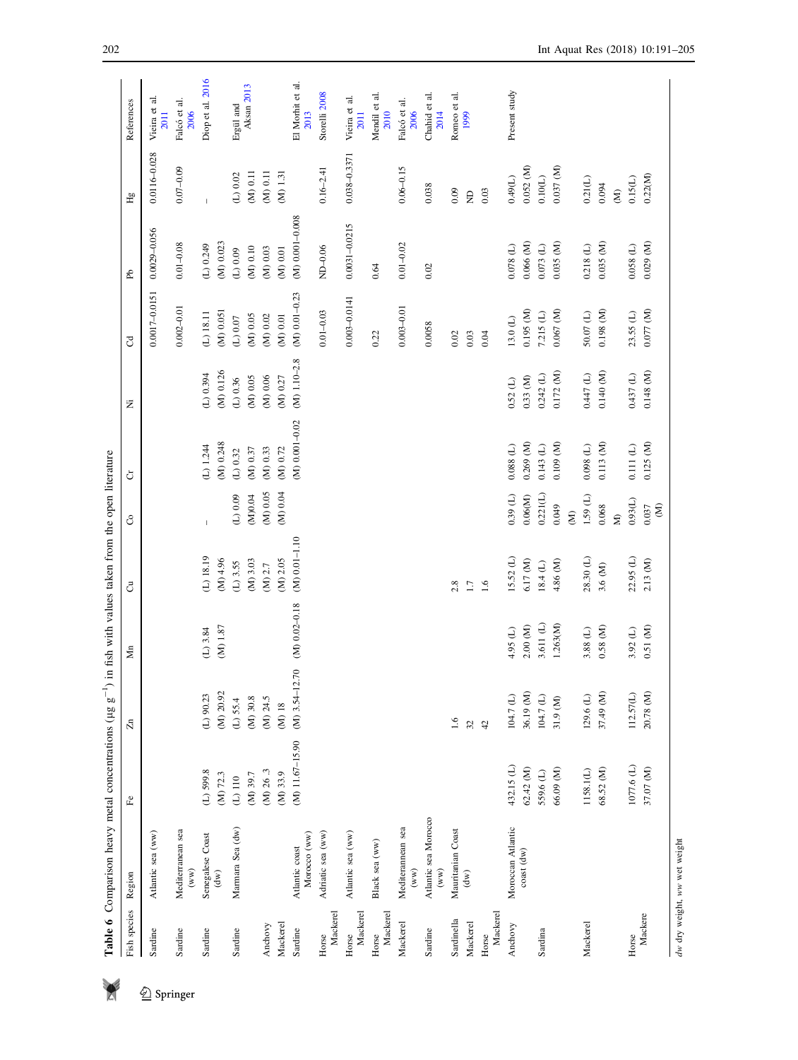**Table 6** Comparison heavy metal concentrations (μg g$^{-1}$) in fish with values taken from the open literature

| Fish species | Region | Fe | Zn | Mn | Cu | Co | Cr | Ni | Cd | Pb | Hg | References |
|---|---|---|---|---|---|---|---|---|---|---|---|---|
| Sardine | Atlantic sea (ww) | | | | | | | | 0.0017–0.0151 | 0.0029–0.056 | 0.0116–0.028 | Vieira et al. 2011 |
| Sardine | Mediterranean sea (ww) | | | | | | | | 0.002–0.01 | 0.01–0.08 | 0.07–0.09 | Falcó et al. 2006 |
| Sardine | Senegalese Coast (dw) | (L) 599.8 (M) 72.3 | (L) 90.23 (M) 20.92 | (L) 3.84 (M) 1.87 | (L) 18.19 (M) 4.96 | – | (L) 1.244 (M) 0.248 | (L) 0.394 (M) 0.126 | (L) 18.11 (M) 0.051 | (L) 0.249 (M) 0.023 | – | Diop et al. 2016 |
| Sardine | Marmara Sea (dw) | (L) 110 (M) 39.7 | (L) 55.4 (M) 30.8 | | (L) 3.55 (M) 3.03 | (L) 0.09 (M)0.04 | (L) 0.32 (M) 0.37 | (L) 0.36 (M) 0.05 | (L) 0.07 (M) 0.05 | (L) 0.09 (M) 0.10 | (L) 0.02 (M) 0.11 | Ergül and Aksan 2013 |
| Anchovy | | (M) 26 .3 | (M) 24.5 | | (M) 2.7 | (M) 0.05 | (M) 0.33 | (M) 0.06 | (M) 0.02 | (M) 0.03 | (M) 0.11 | |
| Mackerel | | (M) 33.9 | (M) 18 | | (M) 2.05 | (M) 0.04 | (M) 0.72 | (M) 0.27 | (M) 0.01 | (M) 0.01 | (M) 1.31 | |
| Sardine | Atlantic coast Morocco (ww) | (M) 11.67–15.90 | (M) 3.54–12.70 | (M) 0.02–0.18 | (M) 0.01–1.10 | | (M) 0.001–0.02 | (M) 1.10–2.8 | (M) 0.01–0.23 | (M) 0.001–0.008 | | El Morhit et al. 2013 |
| Horse Mackerel | Adriatic sea (ww) | | | | | | | | 0.01–0.03 | ND–0.06 | 0.16–2.41 | Storelli 2008 |
| Horse Mackerel | Atlantic sea (ww) | | | | | | | | 0.003–0.0141 | 0.0031–0.0215 | 0.038–0.3371 | Vieira et al. 2011 |
| Horse Mackerel | Black sea (ww) | | | | | | | | 0.22 | 0.64 | | Mendil et al. 2010 |
| Mackerel | Mediterannean sea (ww) | | | | | | | | 0.003–0.01 | 0.01–0.02 | 0.06–0.15 | Falcó et al. 2006 |
| Sardine | Atlantic sea Morocco (ww) | | | | | | | | 0.0058 | 0.02 | 0.038 | Chahid et al. 2014 |
| Sardinella | Mauritanian Coast (dw) | | 1.6 | | 2.8 | | | | 0.02 | | 0.09 | Romeo et al. 1999 |
| Mackerel | | | 32 | | 1.7 | | | | 0.03 | | ND | |
| Horse Mackerel | | | 42 | | 1.6 | | | | 0.04 | | 0.03 | |
| Anchovy | Moroccan Atlantic coast (dw) | 432.15 (L) 62.42 (M) | 104.7 (L) 36.19 (M) | 4.95 (L) 2.00 (M) | 15.52 (L) 6.17 (M) | 0.39 (L) 0.06(M) | 0.088 (L) 0.269 (M) | 0.52 (L) 0.33 (M) | 13.0 (L) 0.195 (M) | 0.078 (L) 0.066 (M) | 0.49(L) 0.052 (M) | Present study |
| Sardina | | 559.6 (L) 66.09 (M) | 104.7 (L) 31.9 (M) | 3.611 (L) 1.263(M) | 18.4 (L) 4.86 (M) | 0.221(L) 0.049 (M) | 0.143 (L) 0.109 (M) | 0.242 (L) 0.172 (M) | 7.215 (L) 0.067 (M) | 0.073 (L) 0.035 (M) | 0.10(L) 0.037 (M) | |
| Mackerel | | 1158.1(L) 68.52 (M) | 129.6 (L) 37.49 (M) | 3.88 (L) 0.58 (M) | 28.30 (L) 3.6 (M) | 1.59 (L) 0.068 M) | 0.098 (L) 0.113 (M) | 0.447 (L) 0.140 (M) | 50.07 (L) 0.198 (M) | 0.218 (L) 0.035 (M) | 0.21(L) 0.094 (M) | |
| Horse Mackere | | 1077.6 (L) 37.07 (M) | 112.57(L) 20.78 (M) | 3.92 (L) 0.51 (M) | 22.95 (L) 2.13 (M) | 0.93(L) 0.037 (M) | 0.111 (L) 0.125 (M) | 0.437 (L) 0.148 (M) | 23.55 (L) 0.077 (M) | 0.058 (L) 0.029 (M) | 0.15(L) 0.22(M) | |

*dw* dry weight, *ww* wet weight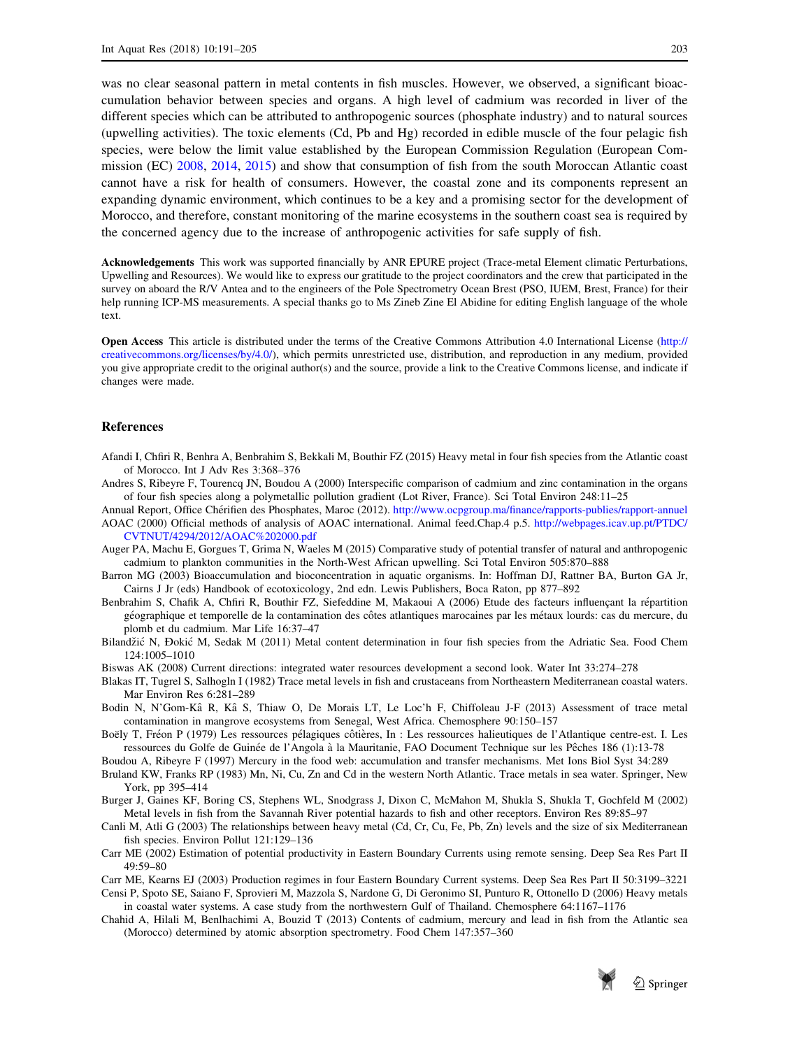was no clear seasonal pattern in metal contents in fish muscles. However, we observed, a significant bioaccumulation behavior between species and organs. A high level of cadmium was recorded in liver of the different species which can be attributed to anthropogenic sources (phosphate industry) and to natural sources (upwelling activities). The toxic elements (Cd, Pb and Hg) recorded in edible muscle of the four pelagic fish species, were below the limit value established by the European Commission Regulation (European Commission (EC) 2008, 2014, 2015) and show that consumption of fish from the south Moroccan Atlantic coast cannot have a risk for health of consumers. However, the coastal zone and its components represent an expanding dynamic environment, which continues to be a key and a promising sector for the development of Morocco, and therefore, constant monitoring of the marine ecosystems in the southern coast sea is required by the concerned agency due to the increase of anthropogenic activities for safe supply of fish.

**Acknowledgements** This work was supported financially by ANR EPURE project (Trace-metal Element climatic Perturbations, Upwelling and Resources). We would like to express our gratitude to the project coordinators and the crew that participated in the survey on aboard the R/V Antea and to the engineers of the Pole Spectrometry Ocean Brest (PSO, IUEM, Brest, France) for their help running ICP-MS measurements. A special thanks go to Ms Zineb Zine El Abidine for editing English language of the whole text.

**Open Access** This article is distributed under the terms of the Creative Commons Attribution 4.0 International License (http://creativecommons.org/licenses/by/4.0/), which permits unrestricted use, distribution, and reproduction in any medium, provided you give appropriate credit to the original author(s) and the source, provide a link to the Creative Commons license, and indicate if changes were made.

## References

Afandi I, Chfiri R, Benhra A, Benbrahim S, Bekkali M, Bouthir FZ (2015) Heavy metal in four fish species from the Atlantic coast of Morocco. Int J Adv Res 3:368–376

Andres S, Ribeyre F, Tourencq JN, Boudou A (2000) Interspecific comparison of cadmium and zinc contamination in the organs of four fish species along a polymetallic pollution gradient (Lot River, France). Sci Total Environ 248:11–25

Annual Report, Office Chérifien des Phosphates, Maroc (2012). http://www.ocpgroup.ma/finance/rapports-publies/rapport-annuel

AOAC (2000) Official methods of analysis of AOAC international. Animal feed.Chap.4 p.5. http://webpages.icav.up.pt/PTDC/CVTNUT/4294/2012/AOAC%202000.pdf

Auger PA, Machu E, Gorgues T, Grima N, Waeles M (2015) Comparative study of potential transfer of natural and anthropogenic cadmium to plankton communities in the North-West African upwelling. Sci Total Environ 505:870–888

Barron MG (2003) Bioaccumulation and bioconcentration in aquatic organisms. In: Hoffman DJ, Rattner BA, Burton GA Jr, Cairns J Jr (eds) Handbook of ecotoxicology, 2nd edn. Lewis Publishers, Boca Raton, pp 877–892

Benbrahim S, Chafik A, Chfiri R, Bouthir FZ, Siefeddine M, Makaoui A (2006) Etude des facteurs influençant la répartition géographique et temporelle de la contamination des côtes atlantiques marocaines par les métaux lourds: cas du mercure, du plomb et du cadmium. Mar Life 16:37–47

Bilandžić N, Đokić M, Sedak M (2011) Metal content determination in four fish species from the Adriatic Sea. Food Chem 124:1005–1010

Biswas AK (2008) Current directions: integrated water resources development a second look. Water Int 33:274–278

Blakas IT, Tugrel S, Salhogln I (1982) Trace metal levels in fish and crustaceans from Northeastern Mediterranean coastal waters. Mar Environ Res 6:281–289

Bodin N, N'Gom-Kâ R, Kâ S, Thiaw O, De Morais LT, Le Loc'h F, Chiffoleau J-F (2013) Assessment of trace metal contamination in mangrove ecosystems from Senegal, West Africa. Chemosphere 90:150–157

Boëly T, Fréon P (1979) Les ressources pélagiques côtières, In : Les ressources halieutiques de l'Atlantique centre-est. I. Les ressources du Golfe de Guinée de l'Angola à la Mauritanie, FAO Document Technique sur les Pêches 186 (1):13-78

Boudou A, Ribeyre F (1997) Mercury in the food web: accumulation and transfer mechanisms. Met Ions Biol Syst 34:289

Bruland KW, Franks RP (1983) Mn, Ni, Cu, Zn and Cd in the western North Atlantic. Trace metals in sea water. Springer, New York, pp 395–414

Burger J, Gaines KF, Boring CS, Stephens WL, Snodgrass J, Dixon C, McMahon M, Shukla S, Shukla T, Gochfeld M (2002) Metal levels in fish from the Savannah River potential hazards to fish and other receptors. Environ Res 89:85–97

Canli M, Atli G (2003) The relationships between heavy metal (Cd, Cr, Cu, Fe, Pb, Zn) levels and the size of six Mediterranean fish species. Environ Pollut 121:129–136

Carr ME (2002) Estimation of potential productivity in Eastern Boundary Currents using remote sensing. Deep Sea Res Part II 49:59–80

Carr ME, Kearns EJ (2003) Production regimes in four Eastern Boundary Current systems. Deep Sea Res Part II 50:3199–3221

Censi P, Spoto SE, Saiano F, Sprovieri M, Mazzola S, Nardone G, Di Geronimo SI, Punturo R, Ottonello D (2006) Heavy metals in coastal water systems. A case study from the northwestern Gulf of Thailand. Chemosphere 64:1167–1176

Chahid A, Hilali M, Benlhachimi A, Bouzid T (2013) Contents of cadmium, mercury and lead in fish from the Atlantic sea (Morocco) determined by atomic absorption spectrometry. Food Chem 147:357–360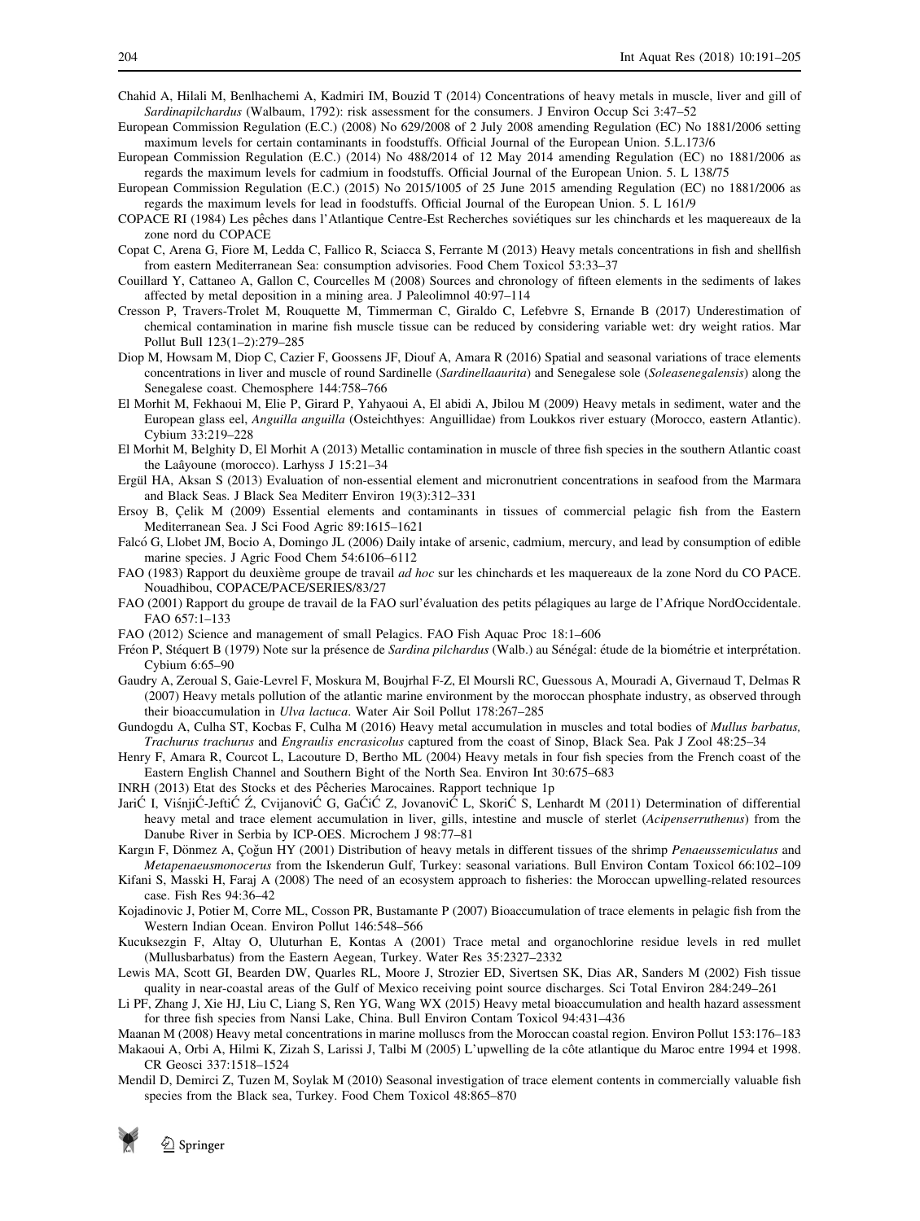Chahid A, Hilali M, Benlhachemi A, Kadmiri IM, Bouzid T (2014) Concentrations of heavy metals in muscle, liver and gill of *Sardinapilchardus* (Walbaum, 1792): risk assessment for the consumers. J Environ Occup Sci 3:47–52

European Commission Regulation (E.C.) (2008) No 629/2008 of 2 July 2008 amending Regulation (EC) No 1881/2006 setting maximum levels for certain contaminants in foodstuffs. Official Journal of the European Union. 5.L.173/6

European Commission Regulation (E.C.) (2014) No 488/2014 of 12 May 2014 amending Regulation (EC) no 1881/2006 as regards the maximum levels for cadmium in foodstuffs. Official Journal of the European Union. 5. L 138/75

European Commission Regulation (E.C.) (2015) No 2015/1005 of 25 June 2015 amending Regulation (EC) no 1881/2006 as regards the maximum levels for lead in foodstuffs. Official Journal of the European Union. 5. L 161/9

COPACE RI (1984) Les pêches dans l'Atlantique Centre-Est Recherches soviétiques sur les chinchards et les maquereaux de la zone nord du COPACE

Copat C, Arena G, Fiore M, Ledda C, Fallico R, Sciacca S, Ferrante M (2013) Heavy metals concentrations in fish and shellfish from eastern Mediterranean Sea: consumption advisories. Food Chem Toxicol 53:33–37

Couillard Y, Cattaneo A, Gallon C, Courcelles M (2008) Sources and chronology of fifteen elements in the sediments of lakes affected by metal deposition in a mining area. J Paleolimnol 40:97–114

Cresson P, Travers-Trolet M, Rouquette M, Timmerman C, Giraldo C, Lefebvre S, Ernande B (2017) Underestimation of chemical contamination in marine fish muscle tissue can be reduced by considering variable wet: dry weight ratios. Mar Pollut Bull 123(1–2):279–285

Diop M, Howsam M, Diop C, Cazier F, Goossens JF, Diouf A, Amara R (2016) Spatial and seasonal variations of trace elements concentrations in liver and muscle of round Sardinelle (*Sardinellaaurita*) and Senegalese sole (*Soleasenegalensis*) along the Senegalese coast. Chemosphere 144:758–766

El Morhit M, Fekhaoui M, Elie P, Girard P, Yahyaoui A, El abidi A, Jbilou M (2009) Heavy metals in sediment, water and the European glass eel, *Anguilla anguilla* (Osteichthyes: Anguillidae) from Loukkos river estuary (Morocco, eastern Atlantic). Cybium 33:219–228

El Morhit M, Belghity D, El Morhit A (2013) Metallic contamination in muscle of three fish species in the southern Atlantic coast the Laâyoune (morocco). Larhyss J 15:21–34

Ergül HA, Aksan S (2013) Evaluation of non-essential element and micronutrient concentrations in seafood from the Marmara and Black Seas. J Black Sea Mediterr Environ 19(3):312–331

Ersoy B, Çelik M (2009) Essential elements and contaminants in tissues of commercial pelagic fish from the Eastern Mediterranean Sea. J Sci Food Agric 89:1615–1621

Falcó G, Llobet JM, Bocio A, Domingo JL (2006) Daily intake of arsenic, cadmium, mercury, and lead by consumption of edible marine species. J Agric Food Chem 54:6106–6112

FAO (1983) Rapport du deuxième groupe de travail *ad hoc* sur les chinchards et les maquereaux de la zone Nord du CO PACE. Nouadhibou, COPACE/PACE/SERIES/83/27

FAO (2001) Rapport du groupe de travail de la FAO surl'évaluation des petits pélagiques au large de l'Afrique NordOccidentale. FAO 657:1–133

FAO (2012) Science and management of small Pelagics. FAO Fish Aquac Proc 18:1–606

Fréon P, Stéquert B (1979) Note sur la présence de *Sardina pilchardus* (Walb.) au Sénégal: étude de la biométrie et interprétation. Cybium 6:65–90

Gaudry A, Zeroual S, Gaie-Levrel F, Moskura M, Boujrhal F-Z, El Moursli RC, Guessous A, Mouradi A, Givernaud T, Delmas R (2007) Heavy metals pollution of the atlantic marine environment by the moroccan phosphate industry, as observed through their bioaccumulation in *Ulva lactuca*. Water Air Soil Pollut 178:267–285

Gundogdu A, Culha ST, Kocbas F, Culha M (2016) Heavy metal accumulation in muscles and total bodies of *Mullus barbatus, Trachurus trachurus* and *Engraulis encrasicolus* captured from the coast of Sinop, Black Sea. Pak J Zool 48:25–34

Henry F, Amara R, Courcot L, Lacouture D, Bertho ML (2004) Heavy metals in four fish species from the French coast of the Eastern English Channel and Southern Bight of the North Sea. Environ Int 30:675–683

INRH (2013) Etat des Stocks et des Pêcheries Marocaines. Rapport technique 1p

JariĆ I, VišnjiĆ-JeftiĆ Ź, CvijanoviĆ G, GaĆiĆ Z, JovanoviĆ L, SkoriĆ S, Lenhardt M (2011) Determination of differential heavy metal and trace element accumulation in liver, gills, intestine and muscle of sterlet (*Acipenserruthenus*) from the Danube River in Serbia by ICP-OES. Microchem J 98:77–81

Kargın F, Dönmez A, Çoğun HY (2001) Distribution of heavy metals in different tissues of the shrimp *Penaeussemiculatus* and *Metapenaeusmonocerus* from the Iskenderun Gulf, Turkey: seasonal variations. Bull Environ Contam Toxicol 66:102–109

Kifani S, Masski H, Faraj A (2008) The need of an ecosystem approach to fisheries: the Moroccan upwelling-related resources case. Fish Res 94:36–42

Kojadinovic J, Potier M, Corre ML, Cosson PR, Bustamante P (2007) Bioaccumulation of trace elements in pelagic fish from the Western Indian Ocean. Environ Pollut 146:548–566

Kucuksezgin F, Altay O, Uluturhan E, Kontas A (2001) Trace metal and organochlorine residue levels in red mullet (Mullusbarbatus) from the Eastern Aegean, Turkey. Water Res 35:2327–2332

Lewis MA, Scott GI, Bearden DW, Quarles RL, Moore J, Strozier ED, Sivertsen SK, Dias AR, Sanders M (2002) Fish tissue quality in near-coastal areas of the Gulf of Mexico receiving point source discharges. Sci Total Environ 284:249–261

Li PF, Zhang J, Xie HJ, Liu C, Liang S, Ren YG, Wang WX (2015) Heavy metal bioaccumulation and health hazard assessment for three fish species from Nansi Lake, China. Bull Environ Contam Toxicol 94:431–436

Maanan M (2008) Heavy metal concentrations in marine molluscs from the Moroccan coastal region. Environ Pollut 153:176–183

Makaoui A, Orbi A, Hilmi K, Zizah S, Larissi J, Talbi M (2005) L'upwelling de la côte atlantique du Maroc entre 1994 et 1998. CR Geosci 337:1518–1524

Mendil D, Demirci Z, Tuzen M, Soylak M (2010) Seasonal investigation of trace element contents in commercially valuable fish species from the Black sea, Turkey. Food Chem Toxicol 48:865–870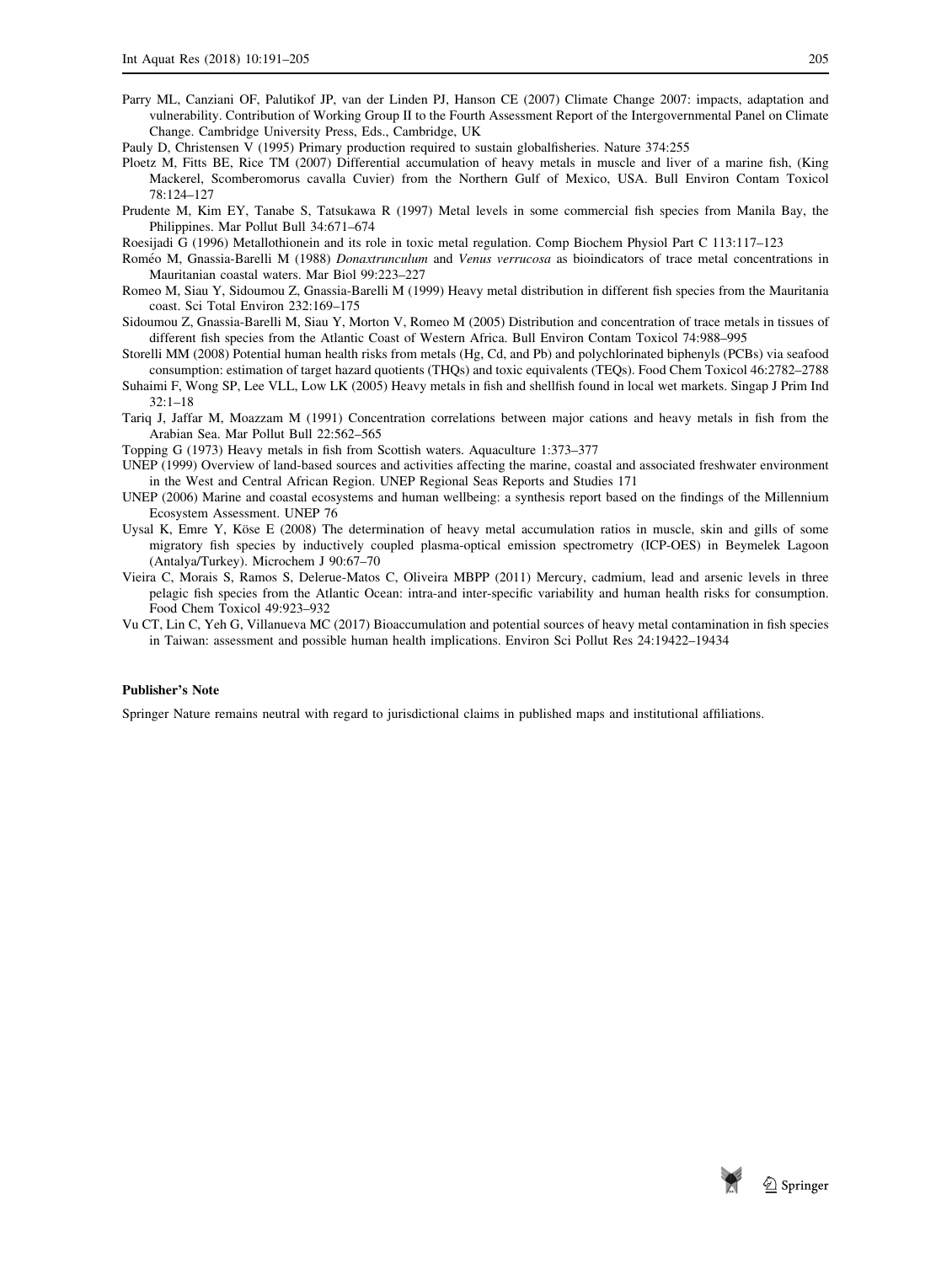Parry ML, Canziani OF, Palutikof JP, van der Linden PJ, Hanson CE (2007) Climate Change 2007: impacts, adaptation and vulnerability. Contribution of Working Group II to the Fourth Assessment Report of the Intergovernmental Panel on Climate Change. Cambridge University Press, Eds., Cambridge, UK

Pauly D, Christensen V (1995) Primary production required to sustain globalfisheries. Nature 374:255

Ploetz M, Fitts BE, Rice TM (2007) Differential accumulation of heavy metals in muscle and liver of a marine fish, (King Mackerel, Scomberomorus cavalla Cuvier) from the Northern Gulf of Mexico, USA. Bull Environ Contam Toxicol 78:124–127

Prudente M, Kim EY, Tanabe S, Tatsukawa R (1997) Metal levels in some commercial fish species from Manila Bay, the Philippines. Mar Pollut Bull 34:671–674

Roesijadi G (1996) Metallothionein and its role in toxic metal regulation. Comp Biochem Physiol Part C 113:117–123

Roméo M, Gnassia-Barelli M (1988) *Donaxtrunculum* and *Venus verrucosa* as bioindicators of trace metal concentrations in Mauritanian coastal waters. Mar Biol 99:223–227

Romeo M, Siau Y, Sidoumou Z, Gnassia-Barelli M (1999) Heavy metal distribution in different fish species from the Mauritania coast. Sci Total Environ 232:169–175

Sidoumou Z, Gnassia-Barelli M, Siau Y, Morton V, Romeo M (2005) Distribution and concentration of trace metals in tissues of different fish species from the Atlantic Coast of Western Africa. Bull Environ Contam Toxicol 74:988–995

Storelli MM (2008) Potential human health risks from metals (Hg, Cd, and Pb) and polychlorinated biphenyls (PCBs) via seafood consumption: estimation of target hazard quotients (THQs) and toxic equivalents (TEQs). Food Chem Toxicol 46:2782–2788

Suhaimi F, Wong SP, Lee VLL, Low LK (2005) Heavy metals in fish and shellfish found in local wet markets. Singap J Prim Ind 32:1–18

Tariq J, Jaffar M, Moazzam M (1991) Concentration correlations between major cations and heavy metals in fish from the Arabian Sea. Mar Pollut Bull 22:562–565

Topping G (1973) Heavy metals in fish from Scottish waters. Aquaculture 1:373–377

UNEP (1999) Overview of land-based sources and activities affecting the marine, coastal and associated freshwater environment in the West and Central African Region. UNEP Regional Seas Reports and Studies 171

UNEP (2006) Marine and coastal ecosystems and human wellbeing: a synthesis report based on the findings of the Millennium Ecosystem Assessment. UNEP 76

Uysal K, Emre Y, Köse E (2008) The determination of heavy metal accumulation ratios in muscle, skin and gills of some migratory fish species by inductively coupled plasma-optical emission spectrometry (ICP-OES) in Beymelek Lagoon (Antalya/Turkey). Microchem J 90:67–70

Vieira C, Morais S, Ramos S, Delerue-Matos C, Oliveira MBPP (2011) Mercury, cadmium, lead and arsenic levels in three pelagic fish species from the Atlantic Ocean: intra-and inter-specific variability and human health risks for consumption. Food Chem Toxicol 49:923–932

Vu CT, Lin C, Yeh G, Villanueva MC (2017) Bioaccumulation and potential sources of heavy metal contamination in fish species in Taiwan: assessment and possible human health implications. Environ Sci Pollut Res 24:19422–19434

**Publisher's Note**

Springer Nature remains neutral with regard to jurisdictional claims in published maps and institutional affiliations.